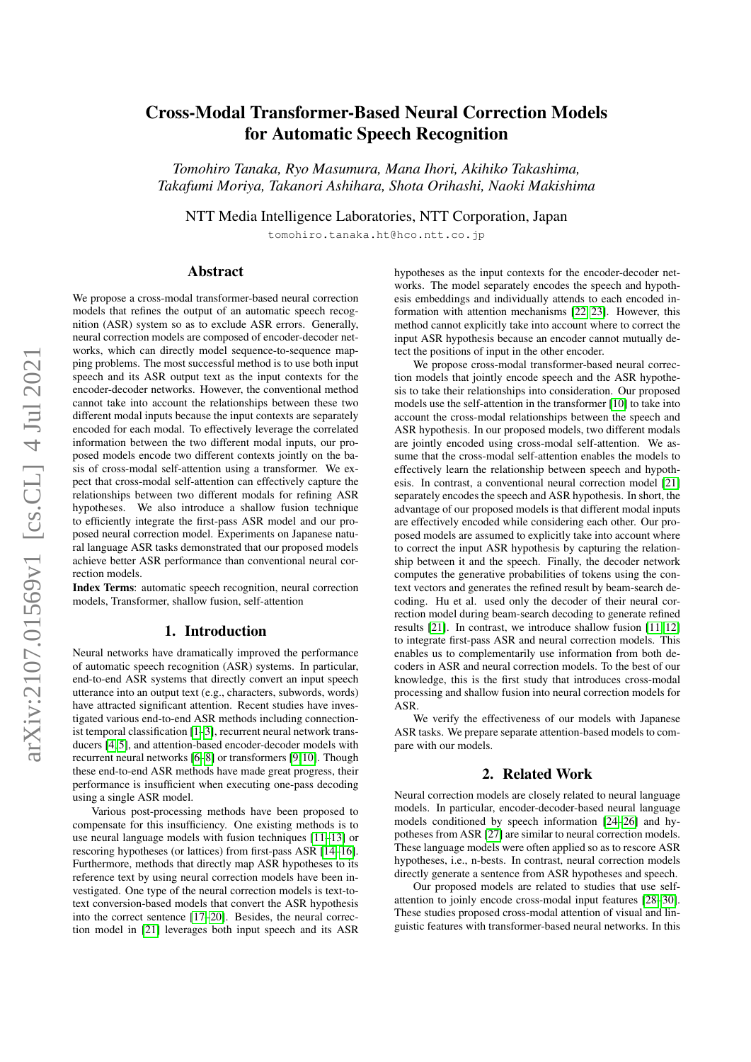# Cross-Modal Transformer-Based Neural Correction Models for Automatic Speech Recognition

*Tomohiro Tanaka, Ryo Masumura, Mana Ihori, Akihiko Takashima, Takafumi Moriya, Takanori Ashihara, Shota Orihashi, Naoki Makishima*

NTT Media Intelligence Laboratories, NTT Corporation, Japan

tomohiro.tanaka.ht@hco.ntt.co.jp

## Abstract

We propose a cross-modal transformer-based neural correction models that refines the output of an automatic speech recognition (ASR) system so as to exclude ASR errors. Generally, neural correction models are composed of encoder-decoder networks, which can directly model sequence-to-sequence mapping problems. The most successful method is to use both input speech and its ASR output text as the input contexts for the encoder-decoder networks. However, the conventional method cannot take into account the relationships between these two different modal inputs because the input contexts are separately encoded for each modal. To effectively leverage the correlated information between the two different modal inputs, our proposed models encode two different contexts jointly on the basis of cross-modal self-attention using a transformer. We expect that cross-modal self-attention can effectively capture the relationships between two different modals for refining ASR hypotheses. We also introduce a shallow fusion technique to efficiently integrate the first-pass ASR model and our proposed neural correction model. Experiments on Japanese natural language ASR tasks demonstrated that our proposed models achieve better ASR performance than conventional neural correction models.

**Index Terms**: automatic speech recognition, neural correction models, Transformer, shallow fusion, self-attention

## 1. Introduction

Neural networks have dramatically improved the performance of automatic speech recognition (ASR) systems. In particular, end-to-end ASR systems that directly convert an input speech utterance into an output text (e.g., characters, subwords, words) have attracted significant attention. Recent studies have investigated various end-to-end ASR methods including connectionist temporal classification [1–3], recurrent neural network transducers [4, 5], and attention-based encoder-decoder models with recurrent neural networks [6–8] or transformers [9, 10]. Though these end-to-end ASR methods have made great progress, their performance is insufficient when executing one-pass decoding using a single ASR model.

Various post-processing methods have been proposed to compensate for this insufficiency. One existing methods is to use neural language models with fusion techniques [11–13] or rescoring hypotheses (or lattices) from first-pass ASR [14–16]. Furthermore, methods that directly map ASR hypotheses to its reference text by using neural correction models have been investigated. One type of the neural correction models is text-to-text conversion-based models that convert the ASR hypothesis into the correct sentence [17–20]. Besides, the neural correction model in [21] leverages both input speech and its ASR hypotheses as the input contexts for the encoder-decoder networks. The model separately encodes the speech and hypothesis embeddings and individually attends to each encoded information with attention mechanisms [22, 23]. However, this method cannot explicitly take into account where to correct the input ASR hypothesis because an encoder cannot mutually detect the positions of input in the other encoder.

We propose cross-modal transformer-based neural correction models that jointly encode speech and the ASR hypothesis to take their relationships into consideration. Our proposed models use the self-attention in the transformer [10] to take into account the cross-modal relationships between the speech and ASR hypothesis. In our proposed models, two different modals are jointly encoded using cross-modal self-attention. We assume that the cross-modal self-attention enables the models to effectively learn the relationship between speech and hypothesis. In contrast, a conventional neural correction model [21] separately encodes the speech and ASR hypothesis. In short, the advantage of our proposed models is that different modal inputs are effectively encoded while considering each other. Our proposed models are assumed to explicitly take into account where to correct the input ASR hypothesis by capturing the relationship between it and the speech. Finally, the decoder network computes the generative probabilities of tokens using the context vectors and generates the refined result by beam-search decoding. Hu et al. used only the decoder of their neural correction model during beam-search decoding to generate refined results [21]. In contrast, we introduce shallow fusion [11, 12] to integrate first-pass ASR and neural correction models. This enables us to complementarily use information from both decoders in ASR and neural correction models. To the best of our knowledge, this is the first study that introduces cross-modal processing and shallow fusion into neural correction models for ASR.

We verify the effectiveness of our models with Japanese ASR tasks. We prepare separate attention-based models to compare with our models.

## 2. Related Work

Neural correction models are closely related to neural language models. In particular, encoder-decoder-based neural language models conditioned by speech information [24–26] and hypotheses from ASR [27] are similar to neural correction models. These language models were often applied so as to rescore ASR hypotheses, i.e., n-bests. In contrast, neural correction models directly generate a sentence from ASR hypotheses and speech.

Our proposed models are related to studies that use self-attention to joinly encode cross-modal input features [28–30]. These studies proposed cross-modal attention of visual and linguistic features with transformer-based neural networks. In this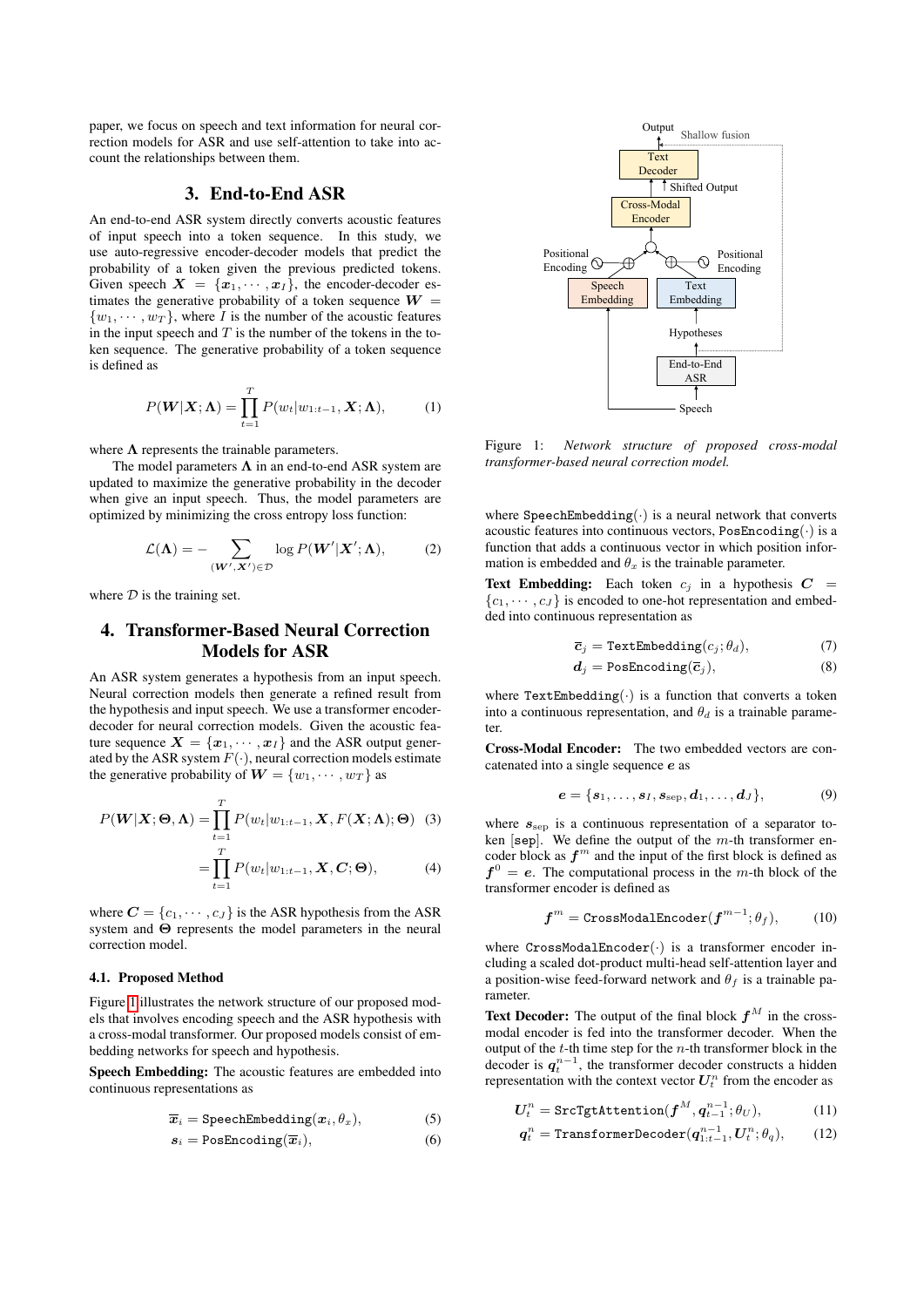paper, we focus on speech and text information for neural correction models for ASR and use self-attention to take into account the relationships between them.

## 3. End-to-End ASR

An end-to-end ASR system directly converts acoustic features of input speech into a token sequence. In this study, we use auto-regressive encoder-decoder models that predict the probability of a token given the previous predicted tokens. Given speech $\boldsymbol{X} = \{\boldsymbol{x}_1, \cdots, \boldsymbol{x}_I\}$, the encoder-decoder estimates the generative probability of a token sequence $\boldsymbol{W} = \{w_1, \cdots, w_T\}$, where $I$ is the number of the acoustic features in the input speech and $T$ is the number of the tokens in the token sequence. The generative probability of a token sequence is defined as

$$P(\boldsymbol{W}|\boldsymbol{X}; \boldsymbol{\Lambda}) = \prod_{t=1}^{T} P(w_t|w_{1:t-1}, \boldsymbol{X}; \boldsymbol{\Lambda}), \tag{1}$$

where $\boldsymbol{\Lambda}$ represents the trainable parameters.

The model parameters $\boldsymbol{\Lambda}$ in an end-to-end ASR system are updated to maximize the generative probability in the decoder when give an input speech. Thus, the model parameters are optimized by minimizing the cross entropy loss function:

$$\mathcal{L}(\boldsymbol{\Lambda}) = -\sum_{(\boldsymbol{W}', \boldsymbol{X}') \in \mathcal{D}} \log P(\boldsymbol{W}'|\boldsymbol{X}'; \boldsymbol{\Lambda}), \tag{2}$$

where $\mathcal{D}$ is the training set.

## 4. Transformer-Based Neural Correction Models for ASR

An ASR system generates a hypothesis from an input speech. Neural correction models then generate a refined result from the hypothesis and input speech. We use a transformer encoder-decoder for neural correction models. Given the acoustic feature sequence $\boldsymbol{X} = \{\boldsymbol{x}_1, \cdots, \boldsymbol{x}_I\}$ and the ASR output generated by the ASR system $F(\cdot)$, neural correction models estimate the generative probability of $\boldsymbol{W} = \{w_1, \cdots, w_T\}$ as

$$P(\boldsymbol{W}|\boldsymbol{X}; \boldsymbol{\Theta}, \boldsymbol{\Lambda}) = \prod_{t=1}^{T} P(w_t|w_{1:t-1}, \boldsymbol{X}, F(\boldsymbol{X}; \boldsymbol{\Lambda}); \boldsymbol{\Theta}) \tag{3}$$

$$= \prod_{t=1}^{T} P(w_t|w_{1:t-1}, \boldsymbol{X}, \boldsymbol{C}; \boldsymbol{\Theta}), \tag{4}$$

where $\boldsymbol{C} = \{c_1, \cdots, c_J\}$ is the ASR hypothesis from the ASR system and $\boldsymbol{\Theta}$ represents the model parameters in the neural correction model.

### 4.1. Proposed Method

Figure 1 illustrates the network structure of our proposed models that involves encoding speech and the ASR hypothesis with a cross-modal transformer. Our proposed models consist of embedding networks for speech and hypothesis.

**Speech Embedding:** The acoustic features are embedded into continuous representations as

$$\overline{\boldsymbol{x}}_i = \texttt{SpeechEmbedding}(\boldsymbol{x}_i, \theta_x), \tag{5}$$

$$\boldsymbol{s}_i = \texttt{PosEncoding}(\overline{\boldsymbol{x}}_i), \tag{6}$$

Figure 1: *Network structure of proposed cross-modal transformer-based neural correction model.*

where $\texttt{SpeechEmbedding}(\cdot)$ is a neural network that converts acoustic features into continuous vectors, $\texttt{PosEncoding}(\cdot)$ is a function that adds a continuous vector in which position information is embedded and $\theta_x$ is the trainable parameter.

**Text Embedding:** Each token $c_j$ in a hypothesis $\boldsymbol{C} = \{c_1, \cdots, c_J\}$ is encoded to one-hot representation and embedded into continuous representation as

$$\overline{\boldsymbol{c}}_j = \texttt{TextEmbedding}(c_j; \theta_d), \tag{7}$$

$$\boldsymbol{d}_j = \texttt{PosEncoding}(\overline{\boldsymbol{c}}_j), \tag{8}$$

where $\texttt{TextEmbedding}(\cdot)$ is a function that converts a token into a continuous representation, and $\theta_d$ is a trainable parameter.

**Cross-Modal Encoder:** The two embedded vectors are concatenated into a single sequence $\boldsymbol{e}$ as

$$\boldsymbol{e} = \{\boldsymbol{s}_1, \ldots, \boldsymbol{s}_I, \boldsymbol{s}_{\text{sep}}, \boldsymbol{d}_1, \ldots, \boldsymbol{d}_J\}, \tag{9}$$

where $\boldsymbol{s}_{\text{sep}}$ is a continuous representation of a separator token [sep]. We define the output of the $m$-th transformer encoder block as $\boldsymbol{f}^m$ and the input of the first block is defined as $\boldsymbol{f}^0 = \boldsymbol{e}$. The computational process in the $m$-th block of the transformer encoder is defined as

$$\boldsymbol{f}^m = \texttt{CrossModalEncoder}(\boldsymbol{f}^{m-1}; \theta_f), \tag{10}$$

where $\texttt{CrossModalEncoder}(\cdot)$ is a transformer encoder including a scaled dot-product multi-head self-attention layer and a position-wise feed-forward network and $\theta_f$ is a trainable parameter.

**Text Decoder:** The output of the final block $\boldsymbol{f}^M$ in the cross-modal encoder is fed into the transformer decoder. When the output of the $t$-th time step for the $n$-th transformer block in the decoder is $\boldsymbol{q}_t^{n-1}$, the transformer decoder constructs a hidden representation with the context vector $\boldsymbol{U}_t^n$ from the encoder as

$$\boldsymbol{U}_t^n = \texttt{SrcTgtAttention}(\boldsymbol{f}^M, \boldsymbol{q}_{t-1}^{n-1}; \theta_U), \tag{11}$$

$$\boldsymbol{q}_t^n = \texttt{TransformerDecoder}(\boldsymbol{q}_{1:t-1}^{n-1}, \boldsymbol{U}_t^n; \theta_q), \tag{12}$$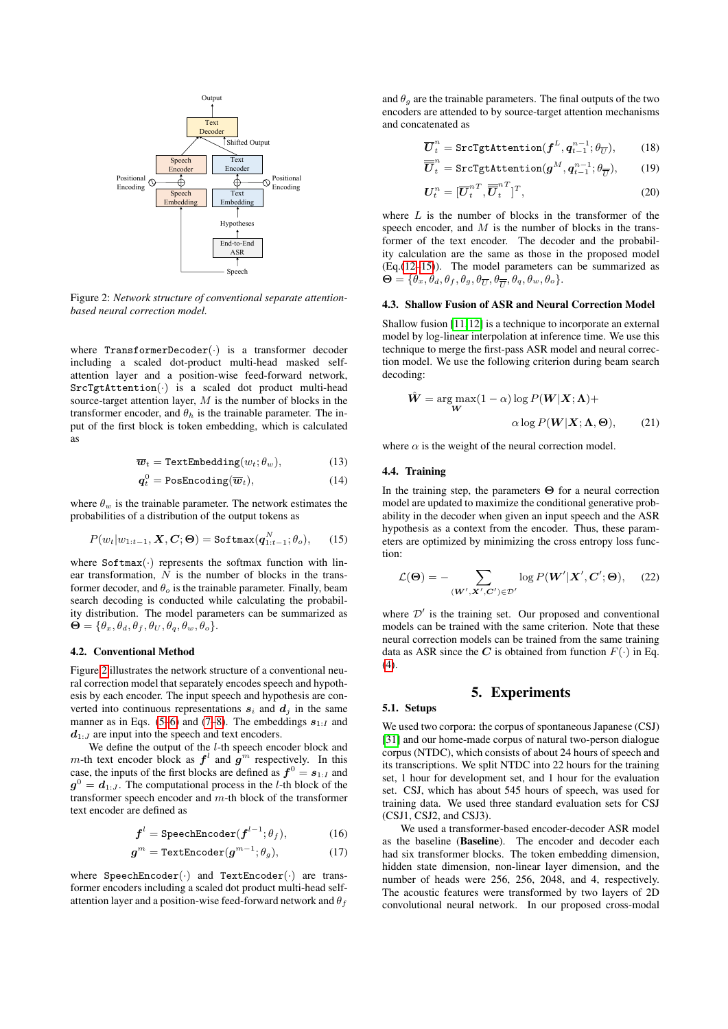Figure 2: *Network structure of conventional separate attention-based neural correction model.*

where $\texttt{TransformerDecoder}(\cdot)$ is a transformer decoder including a scaled dot-product multi-head masked self-attention layer and a position-wise feed-forward network, $\texttt{SrcTgtAttention}(\cdot)$ is a scaled dot product multi-head source-target attention layer, $M$ is the number of blocks in the transformer encoder, and $\theta_h$ is the trainable parameter. The input of the first block is token embedding, which is calculated as

$$\overline{\boldsymbol{w}}_t = \texttt{TextEmbedding}(w_t; \theta_w), \tag{13}$$

$$\boldsymbol{q}_t^0 = \texttt{PosEncoding}(\overline{\boldsymbol{w}}_t), \tag{14}$$

where $\theta_w$ is the trainable parameter. The network estimates the probabilities of a distribution of the output tokens as

$$P(w_t | w_{1:t-1}, \boldsymbol{X}, \boldsymbol{C}; \boldsymbol{\Theta}) = \texttt{Softmax}(\boldsymbol{q}_{1:t-1}^N; \theta_o), \tag{15}$$

where $\texttt{Softmax}(\cdot)$ represents the softmax function with linear transformation, $N$ is the number of blocks in the transformer decoder, and $\theta_o$ is the trainable parameter. Finally, beam search decoding is conducted while calculating the probability distribution. The model parameters can be summarized as $\boldsymbol{\Theta} = \{\theta_x, \theta_d, \theta_f, \theta_U, \theta_q, \theta_w, \theta_o\}$.

### 4.2. Conventional Method

Figure 2 illustrates the network structure of a conventional neural correction model that separately encodes speech and hypothesis by each encoder. The input speech and hypothesis are converted into continuous representations $\boldsymbol{s}_i$ and $\boldsymbol{d}_j$ in the same manner as in Eqs. (5–6) and (7–8). The embeddings $\boldsymbol{s}_{1:I}$ and $\boldsymbol{d}_{1:J}$ are input into the speech and text encoders.

We define the output of the $l$-th speech encoder block and $m$-th text encoder block as $\boldsymbol{f}^l$ and $\boldsymbol{g}^m$ respectively. In this case, the inputs of the first blocks are defined as $\boldsymbol{f}^0 = \boldsymbol{s}_{1:I}$ and $\boldsymbol{g}^0 = \boldsymbol{d}_{1:J}$. The computational process in the $l$-th block of the transformer speech encoder and $m$-th block of the transformer text encoder are defined as

$$\boldsymbol{f}^l = \texttt{SpeechEncoder}(\boldsymbol{f}^{l-1}; \theta_f), \tag{16}$$

$$\boldsymbol{g}^m = \texttt{TextEncoder}(\boldsymbol{g}^{m-1}; \theta_g), \tag{17}$$

where $\texttt{SpeechEncoder}(\cdot)$ and $\texttt{TextEncoder}(\cdot)$ are transformer encoders including a scaled dot product multi-head self-attention layer and a position-wise feed-forward network and $\theta_f$ and $\theta_g$ are the trainable parameters. The final outputs of the two encoders are attended to by source-target attention mechanisms and concatenated as

$$\overline{\boldsymbol{U}}_t^n = \texttt{SrcTgtAttention}(\boldsymbol{f}^L, \boldsymbol{q}_{t-1}^{n-1}; \theta_{\overline{U}}), \tag{18}$$

$$\overline{\overline{\boldsymbol{U}}}_t^n = \texttt{SrcTgtAttention}(\boldsymbol{g}^M, \boldsymbol{q}_{t-1}^{n-1}; \theta_{\overline{\overline{U}}}), \tag{19}$$

$$\boldsymbol{U}_t^n = [\overline{\boldsymbol{U}}_t^{nT}, \overline{\overline{\boldsymbol{U}}}_t^{nT}]^T, \tag{20}$$

where $L$ is the number of blocks in the transformer of the speech encoder, and $M$ is the number of blocks in the transformer of the text encoder. The decoder and the probability calculation are the same as those in the proposed model (Eq.(12–15)). The model parameters can be summarized as $\boldsymbol{\Theta} = \{\theta_x, \theta_d, \theta_f, \theta_g, \theta_{\overline{U}}, \theta_{\overline{\overline{U}}}, \theta_q, \theta_w, \theta_o\}$.

### 4.3. Shallow Fusion of ASR and Neural Correction Model

Shallow fusion [11, 12] is a technique to incorporate an external model by log-linear interpolation at inference time. We use this technique to merge the first-pass ASR model and neural correction model. We use the following criterion during beam search decoding:

$$\hat{\boldsymbol{W}} = \arg\max_{\boldsymbol{W}} (1-\alpha) \log P(\boldsymbol{W}|\boldsymbol{X}; \boldsymbol{\Lambda}) + \alpha \log P(\boldsymbol{W}|\boldsymbol{X}; \boldsymbol{\Lambda}, \boldsymbol{\Theta}), \tag{21}$$

where $\alpha$ is the weight of the neural correction model.

### 4.4. Training

In the training step, the parameters $\boldsymbol{\Theta}$ for a neural correction model are updated to maximize the conditional generative probability in the decoder when given an input speech and the ASR hypothesis as a context from the encoder. Thus, these parameters are optimized by minimizing the cross entropy loss function:

$$\mathcal{L}(\boldsymbol{\Theta}) = -\sum_{(\boldsymbol{W}', \boldsymbol{X}', \boldsymbol{C}') \in \mathcal{D}'} \log P(\boldsymbol{W}'|\boldsymbol{X}', \boldsymbol{C}'; \boldsymbol{\Theta}), \tag{22}$$

where $\mathcal{D}'$ is the training set. Our proposed and conventional models can be trained with the same criterion. Note that these neural correction models can be trained from the same training data as ASR since the $\boldsymbol{C}$ is obtained from function $F(\cdot)$ in Eq. (4).

## 5. Experiments

### 5.1. Setups

We used two corpora: the corpus of spontaneous Japanese (CSJ) [31] and our home-made corpus of natural two-person dialogue corpus (NTDC), which consists of about 24 hours of speech and its transcriptions. We split NTDC into 22 hours for the training set, 1 hour for development set, and 1 hour for the evaluation set. CSJ, which has about 545 hours of speech, was used for training data. We used three standard evaluation sets for CSJ (CSJ1, CSJ2, and CSJ3).

We used a transformer-based encoder-decoder ASR model as the baseline (**Baseline**). The encoder and decoder each had six transformer blocks. The token embedding dimension, hidden state dimension, non-linear layer dimension, and the number of heads were 256, 256, 2048, and 4, respectively. The acoustic features were transformed by two layers of 2D convolutional neural network. In our proposed cross-modal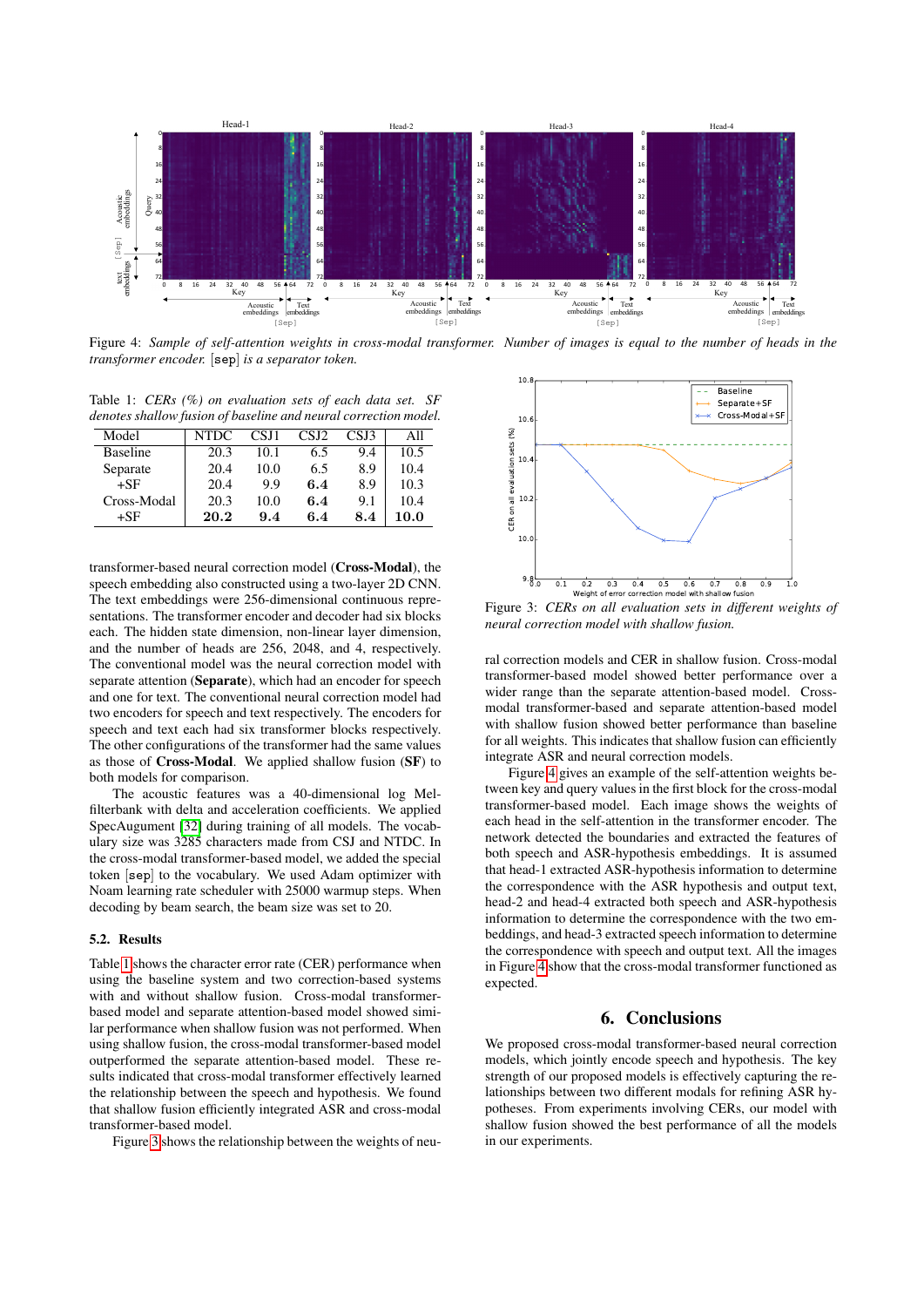Figure 4: *Sample of self-attention weights in cross-modal transformer. Number of images is equal to the number of heads in the transformer encoder.* [sep] *is a separator token.*

Table 1: *CERs (%) on evaluation sets of each data set. SF denotes shallow fusion of baseline and neural correction model.*

| Model | NTDC | CSJ1 | CSJ2 | CSJ3 | All |
|---|---|---|---|---|---|
| Baseline | 20.3 | 10.1 | 6.5 | 9.4 | 10.5 |
| Separate | 20.4 | 10.0 | 6.5 | 8.9 | 10.4 |
| +SF | 20.4 | 9.9 | **6.4** | 8.9 | 10.3 |
| Cross-Modal | 20.3 | 10.0 | **6.4** | 9.1 | 10.4 |
| +SF | **20.2** | **9.4** | **6.4** | **8.4** | **10.0** |

transformer-based neural correction model (**Cross-Modal**), the speech embedding also constructed using a two-layer 2D CNN. The text embeddings were 256-dimensional continuous representations. The transformer encoder and decoder had six blocks each. The hidden state dimension, non-linear layer dimension, and the number of heads are 256, 2048, and 4, respectively. The conventional model was the neural correction model with separate attention (**Separate**), which had an encoder for speech and one for text. The conventional neural correction model had two encoders for speech and text respectively. The encoders for speech and text each had six transformer blocks respectively. The other configurations of the transformer had the same values as those of **Cross-Modal**. We applied shallow fusion (**SF**) to both models for comparison.

The acoustic features was a 40-dimensional log Mel-filterbank with delta and acceleration coefficients. We applied SpecAugument [32] during training of all models. The vocabulary size was 3285 characters made from CSJ and NTDC. In the cross-modal transformer-based model, we added the special token [sep] to the vocabulary. We used Adam optimizer with Noam learning rate scheduler with 25000 warmup steps. When decoding by beam search, the beam size was set to 20.

### 5.2. Results

Table 1 shows the character error rate (CER) performance when using the baseline system and two correction-based systems with and without shallow fusion. Cross-modal transformer-based model and separate attention-based model showed similar performance when shallow fusion was not performed. When using shallow fusion, the cross-modal transformer-based model outperformed the separate attention-based model. These results indicated that cross-modal transformer effectively learned the relationship between the speech and hypothesis. We found that shallow fusion efficiently integrated ASR and cross-modal transformer-based model.

Figure 3 shows the relationship between the weights of neural correction models and CER in shallow fusion. Cross-modal transformer-based model showed better performance over a wider range than the separate attention-based model. Cross-modal transformer-based and separate attention-based model with shallow fusion showed better performance than baseline for all weights. This indicates that shallow fusion can efficiently integrate ASR and neural correction models.

Figure 3: *CERs on all evaluation sets in different weights of neural correction model with shallow fusion.*

Figure 4 gives an example of the self-attention weights between key and query values in the first block for the cross-modal transformer-based model. Each image shows the weights of each head in the self-attention in the transformer encoder. The network detected the boundaries and extracted the features of both speech and ASR-hypothesis embeddings. It is assumed that head-1 extracted ASR-hypothesis information to determine the correspondence with the ASR hypothesis and output text, head-2 and head-4 extracted both speech and ASR-hypothesis information to determine the correspondence with the two embeddings, and head-3 extracted speech information to determine the correspondence with speech and output text. All the images in Figure 4 show that the cross-modal transformer functioned as expected.

## 6. Conclusions

We proposed cross-modal transformer-based neural correction models, which jointly encode speech and hypothesis. The key strength of our proposed models is effectively capturing the relationships between two different modals for refining ASR hypotheses. From experiments involving CERs, our model with shallow fusion showed the best performance of all the models in our experiments.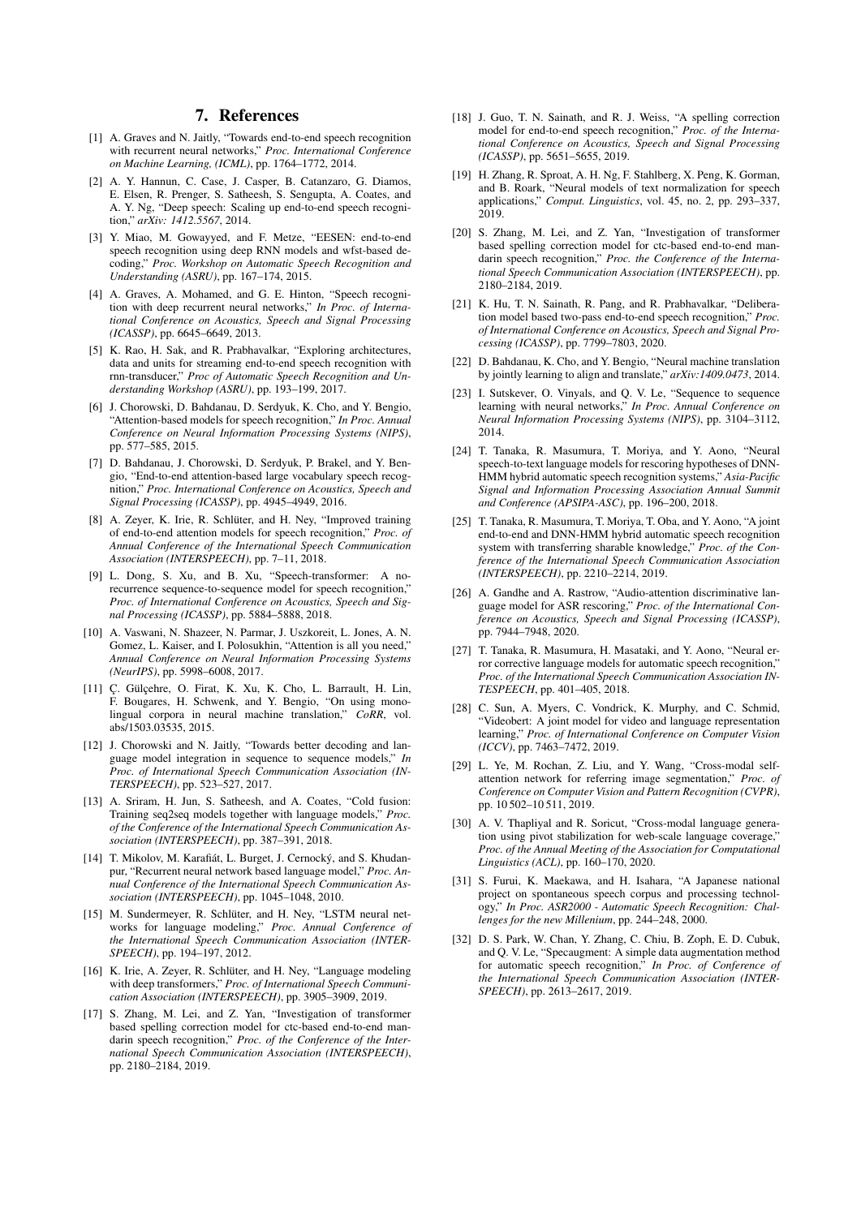# 7. References

[1] A. Graves and N. Jaitly, "Towards end-to-end speech recognition with recurrent neural networks," *Proc. International Conference on Machine Learning, (ICML)*, pp. 1764–1772, 2014.

[2] A. Y. Hannun, C. Case, J. Casper, B. Catanzaro, G. Diamos, E. Elsen, R. Prenger, S. Satheesh, S. Sengupta, A. Coates, and A. Y. Ng, "Deep speech: Scaling up end-to-end speech recognition," *arXiv: 1412.5567*, 2014.

[3] Y. Miao, M. Gowayyed, and F. Metze, "EESEN: end-to-end speech recognition using deep RNN models and wfst-based decoding," *Proc. Workshop on Automatic Speech Recognition and Understanding (ASRU)*, pp. 167–174, 2015.

[4] A. Graves, A. Mohamed, and G. E. Hinton, "Speech recognition with deep recurrent neural networks," *In Proc. of International Conference on Acoustics, Speech and Signal Processing (ICASSP)*, pp. 6645–6649, 2013.

[5] K. Rao, H. Sak, and R. Prabhavalkar, "Exploring architectures, data and units for streaming end-to-end speech recognition with rnn-transducer," *Proc of Automatic Speech Recognition and Understanding Workshop (ASRU)*, pp. 193–199, 2017.

[6] J. Chorowski, D. Bahdanau, D. Serdyuk, K. Cho, and Y. Bengio, "Attention-based models for speech recognition," *In Proc. Annual Conference on Neural Information Processing Systems (NIPS)*, pp. 577–585, 2015.

[7] D. Bahdanau, J. Chorowski, D. Serdyuk, P. Brakel, and Y. Bengio, "End-to-end attention-based large vocabulary speech recognition," *Proc. International Conference on Acoustics, Speech and Signal Processing (ICASSP)*, pp. 4945–4949, 2016.

[8] A. Zeyer, K. Irie, R. Schlüter, and H. Ney, "Improved training of end-to-end attention models for speech recognition," *Proc. of Annual Conference of the International Speech Communication Association (INTERSPEECH)*, pp. 7–11, 2018.

[9] L. Dong, S. Xu, and B. Xu, "Speech-transformer: A no-recurrence sequence-to-sequence model for speech recognition," *Proc. of International Conference on Acoustics, Speech and Signal Processing (ICASSP)*, pp. 5884–5888, 2018.

[10] A. Vaswani, N. Shazeer, N. Parmar, J. Uszkoreit, L. Jones, A. N. Gomez, L. Kaiser, and I. Polosukhin, "Attention is all you need," *Annual Conference on Neural Information Processing Systems (NeurIPS)*, pp. 5998–6008, 2017.

[11] Ç. Gülçehre, O. Firat, K. Xu, K. Cho, L. Barrault, H. Lin, F. Bougares, H. Schwenk, and Y. Bengio, "On using monolingual corpora in neural machine translation," *CoRR*, vol. abs/1503.03535, 2015.

[12] J. Chorowski and N. Jaitly, "Towards better decoding and language model integration in sequence to sequence models," *In Proc. of International Speech Communication Association (INTERSPEECH)*, pp. 523–527, 2017.

[13] A. Sriram, H. Jun, S. Satheesh, and A. Coates, "Cold fusion: Training seq2seq models together with language models," *Proc. of the Conference of the International Speech Communication Association (INTERSPEECH)*, pp. 387–391, 2018.

[14] T. Mikolov, M. Karafiát, L. Burget, J. Cernocký, and S. Khudanpur, "Recurrent neural network based language model," *Proc. Annual Conference of the International Speech Communication Association (INTERSPEECH)*, pp. 1045–1048, 2010.

[15] M. Sundermeyer, R. Schlüter, and H. Ney, "LSTM neural networks for language modeling," *Proc. Annual Conference of the International Speech Communication Association (INTERSPEECH)*, pp. 194–197, 2012.

[16] K. Irie, A. Zeyer, R. Schlüter, and H. Ney, "Language modeling with deep transformers," *Proc. of International Speech Communication Association (INTERSPEECH)*, pp. 3905–3909, 2019.

[17] S. Zhang, M. Lei, and Z. Yan, "Investigation of transformer based spelling correction model for ctc-based end-to-end mandarin speech recognition," *Proc. of the Conference of the International Speech Communication Association (INTERSPEECH)*, pp. 2180–2184, 2019.

[18] J. Guo, T. N. Sainath, and R. J. Weiss, "A spelling correction model for end-to-end speech recognition," *Proc. of the International Conference on Acoustics, Speech and Signal Processing (ICASSP)*, pp. 5651–5655, 2019.

[19] H. Zhang, R. Sproat, A. H. Ng, F. Stahlberg, X. Peng, K. Gorman, and B. Roark, "Neural models of text normalization for speech applications," *Comput. Linguistics*, vol. 45, no. 2, pp. 293–337, 2019.

[20] S. Zhang, M. Lei, and Z. Yan, "Investigation of transformer based spelling correction model for ctc-based end-to-end mandarin speech recognition," *Proc. the Conference of the International Speech Communication Association (INTERSPEECH)*, pp. 2180–2184, 2019.

[21] K. Hu, T. N. Sainath, R. Pang, and R. Prabhavalkar, "Deliberation model based two-pass end-to-end speech recognition," *Proc. of International Conference on Acoustics, Speech and Signal Processing (ICASSP)*, pp. 7799–7803, 2020.

[22] D. Bahdanau, K. Cho, and Y. Bengio, "Neural machine translation by jointly learning to align and translate," *arXiv:1409.0473*, 2014.

[23] I. Sutskever, O. Vinyals, and Q. V. Le, "Sequence to sequence learning with neural networks," *In Proc. Annual Conference on Neural Information Processing Systems (NIPS)*, pp. 3104–3112, 2014.

[24] T. Tanaka, R. Masumura, T. Moriya, and Y. Aono, "Neural speech-to-text language models for rescoring hypotheses of DNN-HMM hybrid automatic speech recognition systems," *Asia-Pacific Signal and Information Processing Association Annual Summit and Conference (APSIPA-ASC)*, pp. 196–200, 2018.

[25] T. Tanaka, R. Masumura, T. Moriya, T. Oba, and Y. Aono, "A joint end-to-end and DNN-HMM hybrid automatic speech recognition system with transferring sharable knowledge," *Proc. of the Conference of the International Speech Communication Association (INTERSPEECH)*, pp. 2210–2214, 2019.

[26] A. Gandhe and A. Rastrow, "Audio-attention discriminative language model for ASR rescoring," *Proc. of the International Conference on Acoustics, Speech and Signal Processing (ICASSP)*, pp. 7944–7948, 2020.

[27] T. Tanaka, R. Masumura, H. Masataki, and Y. Aono, "Neural error corrective language models for automatic speech recognition," *Proc. of the International Speech Communication Association INTESPEECH*, pp. 401–405, 2018.

[28] C. Sun, A. Myers, C. Vondrick, K. Murphy, and C. Schmid, "Videobert: A joint model for video and language representation learning," *Proc. of International Conference on Computer Vision (ICCV)*, pp. 7463–7472, 2019.

[29] L. Ye, M. Rochan, Z. Liu, and Y. Wang, "Cross-modal self-attention network for referring image segmentation," *Proc. of Conference on Computer Vision and Pattern Recognition (CVPR)*, pp. 10 502–10 511, 2019.

[30] A. V. Thapliyal and R. Soricut, "Cross-modal language generation using pivot stabilization for web-scale language coverage," *Proc. of the Annual Meeting of the Association for Computational Linguistics (ACL)*, pp. 160–170, 2020.

[31] S. Furui, K. Maekawa, and H. Isahara, "A Japanese national project on spontaneous speech corpus and processing technology," *In Proc. ASR2000 - Automatic Speech Recognition: Challenges for the new Millenium*, pp. 244–248, 2000.

[32] D. S. Park, W. Chan, Y. Zhang, C. Chiu, B. Zoph, E. D. Cubuk, and Q. V. Le, "Specaugment: A simple data augmentation method for automatic speech recognition," *In Proc. of Conference of the International Speech Communication Association (INTERSPEECH)*, pp. 2613–2617, 2019.